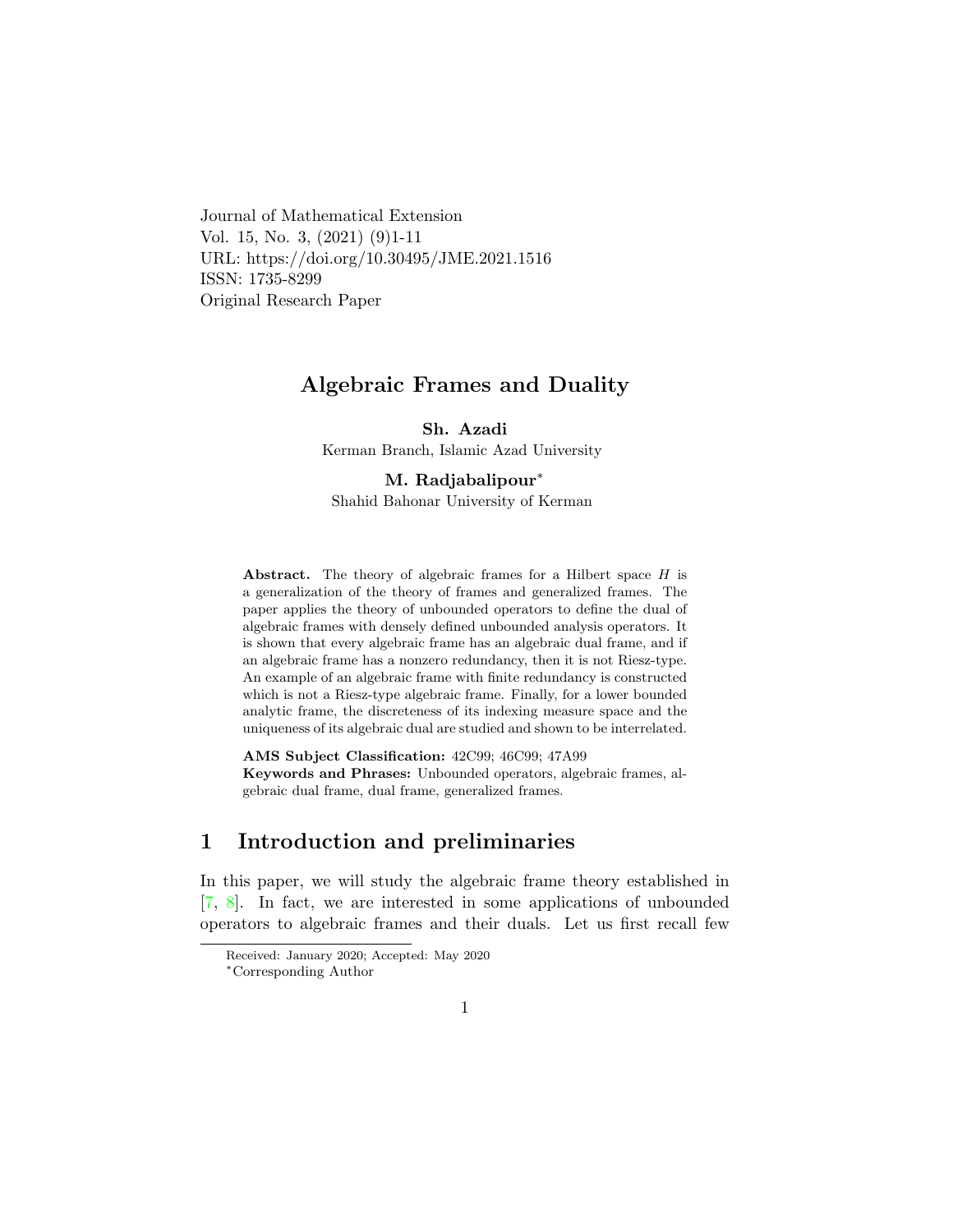Journal of Mathematical Extension
Vol. 15, No. 3, (2021) (9)1-11
URL: https://doi.org/10.30495/JME.2021.1516
ISSN: 1735-8299
Original Research Paper

# Algebraic Frames and Duality

**Sh. Azadi**
Kerman Branch, Islamic Azad University

**M. Radjabalipour***
Shahid Bahonar University of Kerman

**Abstract.** The theory of algebraic frames for a Hilbert space $H$ is a generalization of the theory of frames and generalized frames. The paper applies the theory of unbounded operators to define the dual of algebraic frames with densely defined unbounded analysis operators. It is shown that every algebraic frame has an algebraic dual frame, and if an algebraic frame has a nonzero redundancy, then it is not Riesz-type. An example of an algebraic frame with finite redundancy is constructed which is not a Riesz-type algebraic frame. Finally, for a lower bounded analytic frame, the discreteness of its indexing measure space and the uniqueness of its algebraic dual are studied and shown to be interrelated.

**AMS Subject Classification:** 42C99; 46C99; 47A99
**Keywords and Phrases:** Unbounded operators, algebraic frames, algebraic dual frame, dual frame, generalized frames.

## 1 Introduction and preliminaries

In this paper, we will study the algebraic frame theory established in [7, 8]. In fact, we are interested in some applications of unbounded operators to algebraic frames and their duals. Let us first recall few

Received: January 2020; Accepted: May 2020
*Corresponding Author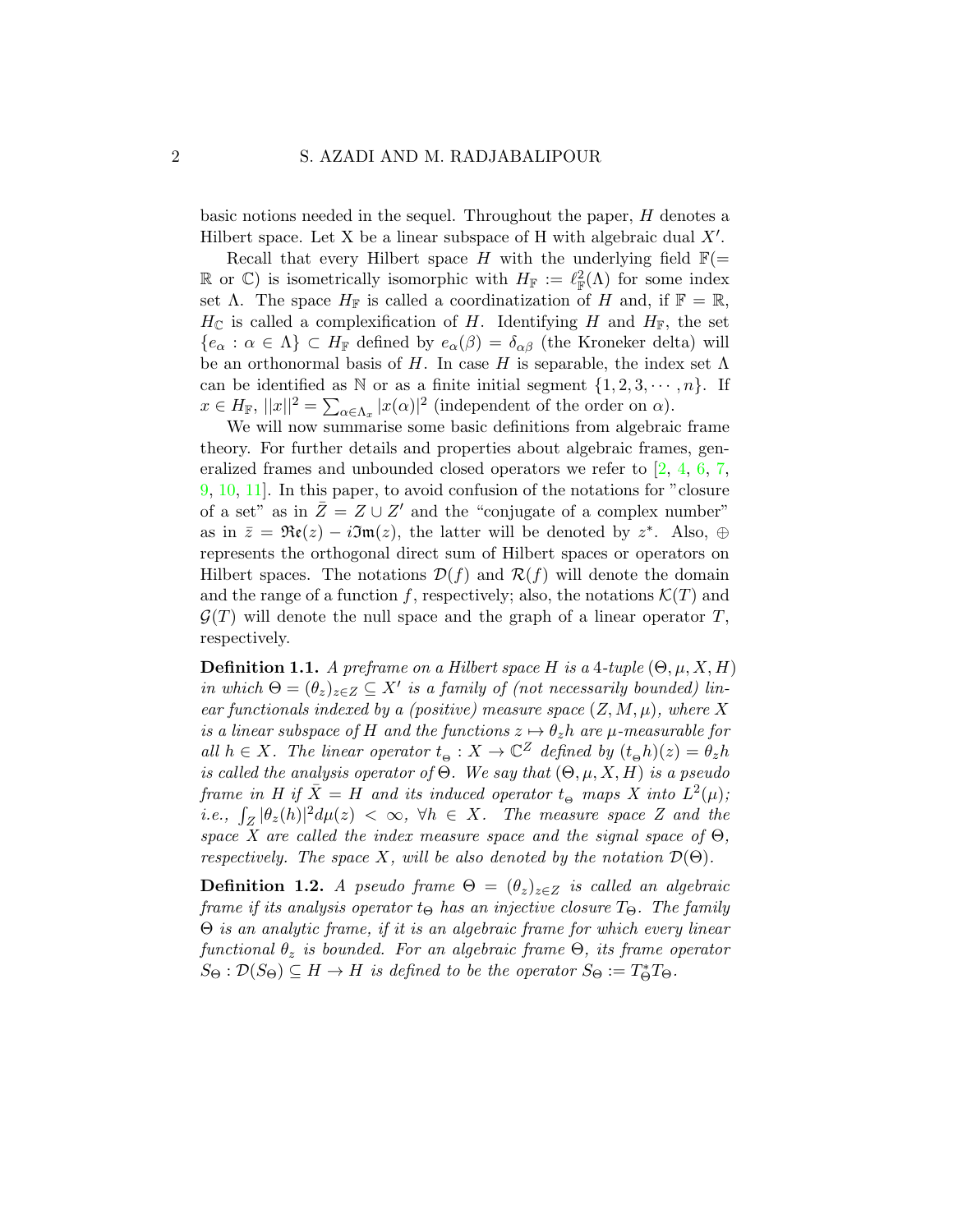basic notions needed in the sequel. Throughout the paper, $H$ denotes a Hilbert space. Let X be a linear subspace of H with algebraic dual $X'$.

Recall that every Hilbert space $H$ with the underlying field $\mathbb{F}(= \mathbb{R}$ or $\mathbb{C})$ is isometrically isomorphic with $H_{\mathbb{F}} := \ell^2_{\mathbb{F}}(\Lambda)$ for some index set $\Lambda$. The space $H_{\mathbb{F}}$ is called a coordinatization of $H$ and, if $\mathbb{F} = \mathbb{R}$, $H_{\mathbb{C}}$ is called a complexification of $H$. Identifying $H$ and $H_{\mathbb{F}}$, the set $\{e_\alpha : \alpha \in \Lambda\} \subset H_{\mathbb{F}}$ defined by $e_\alpha(\beta) = \delta_{\alpha\beta}$ (the Kroneker delta) will be an orthonormal basis of $H$. In case $H$ is separable, the index set $\Lambda$ can be identified as $\mathbb{N}$ or as a finite initial segment $\{1, 2, 3, \cdots, n\}$. If $x \in H_{\mathbb{F}}$, $||x||^2 = \sum_{\alpha \in \Lambda_x} |x(\alpha)|^2$ (independent of the order on $\alpha$).

We will now summarise some basic definitions from algebraic frame theory. For further details and properties about algebraic frames, generalized frames and unbounded closed operators we refer to [2, 4, 6, 7, 9, 10, 11]. In this paper, to avoid confusion of the notations for "closure of a set" as in $\bar{Z} = Z \cup Z'$ and the "conjugate of a complex number" as in $\bar{z} = \mathfrak{Re}(z) - i\mathfrak{Im}(z)$, the latter will be denoted by $z^*$. Also, $\oplus$ represents the orthogonal direct sum of Hilbert spaces or operators on Hilbert spaces. The notations $\mathcal{D}(f)$ and $\mathcal{R}(f)$ will denote the domain and the range of a function $f$, respectively; also, the notations $\mathcal{K}(T)$ and $\mathcal{G}(T)$ will denote the null space and the graph of a linear operator $T$, respectively.

**Definition 1.1.** *A preframe on a Hilbert space $H$ is a 4-tuple $(\Theta, \mu, X, H)$ in which $\Theta = (\theta_z)_{z \in Z} \subseteq X'$ is a family of (not necessarily bounded) linear functionals indexed by a (positive) measure space $(Z, M, \mu)$, where $X$ is a linear subspace of $H$ and the functions $z \mapsto \theta_z h$ are $\mu$-measurable for all $h \in X$. The linear operator $t_\Theta : X \to \mathbb{C}^Z$ defined by $(t_\Theta h)(z) = \theta_z h$ is called the analysis operator of $\Theta$. We say that $(\Theta, \mu, X, H)$ is a pseudo frame in $H$ if $\bar{X} = H$ and its induced operator $t_\Theta$ maps $X$ into $L^2(\mu)$; i.e., $\int_Z |\theta_z(h)|^2 d\mu(z) < \infty$, $\forall h \in X$. The measure space $Z$ and the space $X$ are called the index measure space and the signal space of $\Theta$, respectively. The space $X$, will be also denoted by the notation $\mathcal{D}(\Theta)$.*

**Definition 1.2.** *A pseudo frame $\Theta = (\theta_z)_{z \in Z}$ is called an algebraic frame if its analysis operator $t_\Theta$ has an injective closure $T_\Theta$. The family $\Theta$ is an analytic frame, if it is an algebraic frame for which every linear functional $\theta_z$ is bounded. For an algebraic frame $\Theta$, its frame operator $S_\Theta : \mathcal{D}(S_\Theta) \subseteq H \to H$ is defined to be the operator $S_\Theta := T^*_\Theta T_\Theta$.*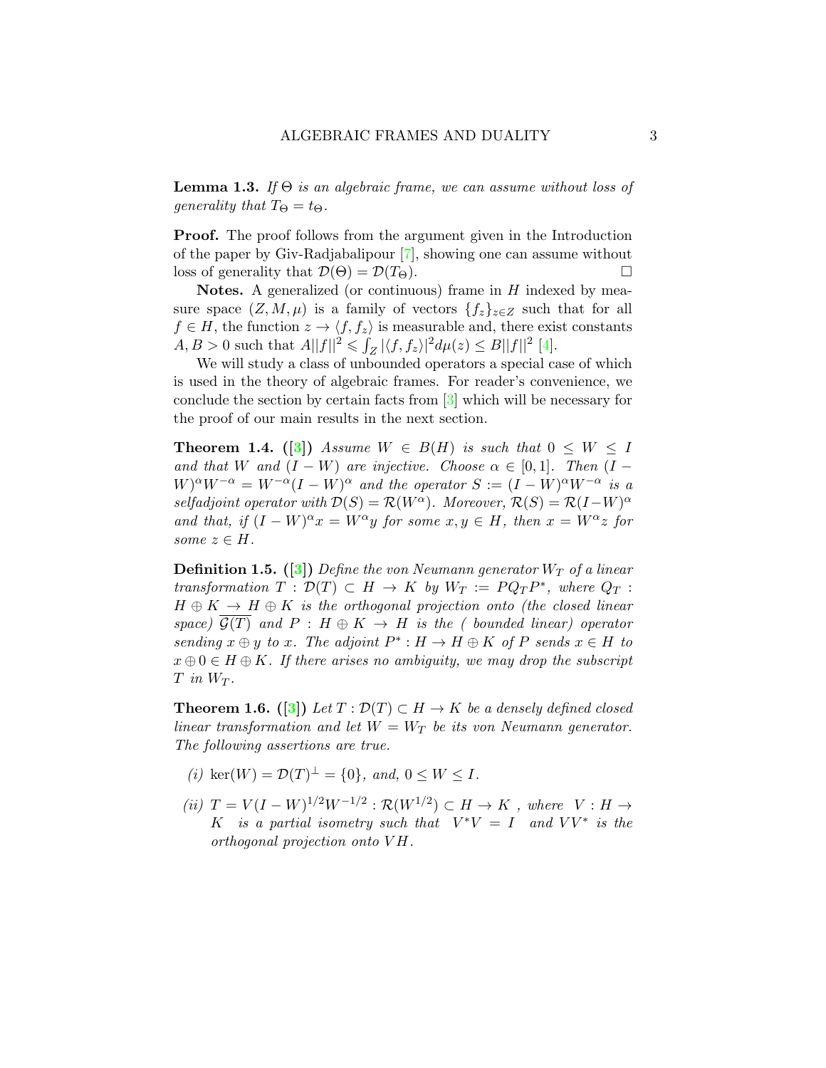**Lemma 1.3.** *If $\Theta$ is an algebraic frame, we can assume without loss of generality that $T_\Theta = t_\Theta$.*

**Proof.** The proof follows from the argument given in the Introduction of the paper by Giv-Radjabalipour [7], showing one can assume without loss of generality that $\mathcal{D}(\Theta) = \mathcal{D}(T_\Theta)$. $\square$

**Notes.** A generalized (or continuous) frame in $H$ indexed by measure space $(Z, M, \mu)$ is a family of vectors $\{f_z\}_{z \in Z}$ such that for all $f \in H$, the function $z \to \langle f, f_z \rangle$ is measurable and, there exist constants $A, B > 0$ such that $A||f||^2 \leqslant \int_Z |\langle f, f_z \rangle|^2 d\mu(z) \leq B||f||^2$ [4].

We will study a class of unbounded operators a special case of which is used in the theory of algebraic frames. For reader's convenience, we conclude the section by certain facts from [3] which will be necessary for the proof of our main results in the next section.

**Theorem 1.4.** ([3]) *Assume $W \in B(H)$ is such that $0 \leq W \leq I$ and that $W$ and $(I - W)$ are injective. Choose $\alpha \in [0, 1]$. Then $(I - W)^\alpha W^{-\alpha} = W^{-\alpha}(I - W)^\alpha$ and the operator $S := (I - W)^\alpha W^{-\alpha}$ is a selfadjoint operator with $\mathcal{D}(S) = \mathcal{R}(W^\alpha)$. Moreover, $\mathcal{R}(S) = \mathcal{R}(I - W)^\alpha$ and that, if $(I - W)^\alpha x = W^\alpha y$ for some $x, y \in H$, then $x = W^\alpha z$ for some $z \in H$.*

**Definition 1.5.** ([3]) *Define the von Neumann generator $W_T$ of a linear transformation $T : \mathcal{D}(T) \subset H \to K$ by $W_T := PQ_T P^*$, where $Q_T : H \oplus K \to H \oplus K$ is the orthogonal projection onto (the closed linear space) $\overline{\mathcal{G}(T)}$ and $P : H \oplus K \to H$ is the ( bounded linear) operator sending $x \oplus y$ to $x$. The adjoint $P^* : H \to H \oplus K$ of $P$ sends $x \in H$ to $x \oplus 0 \in H \oplus K$. If there arises no ambiguity, we may drop the subscript $T$ in $W_T$.*

**Theorem 1.6.** ([3]) *Let $T : \mathcal{D}(T) \subset H \to K$ be a densely defined closed linear transformation and let $W = W_T$ be its von Neumann generator. The following assertions are true.*

*(i)* $\ker(W) = \mathcal{D}(T)^\perp = \{0\}$, *and,* $0 \leq W \leq I$.

*(ii)* $T = V(I - W)^{1/2}W^{-1/2} : \mathcal{R}(W^{1/2}) \subset H \to K$ *, where* $V : H \to K$ *is a partial isometry such that* $V^*V = I$ *and* $VV^*$ *is the orthogonal projection onto* $VH$.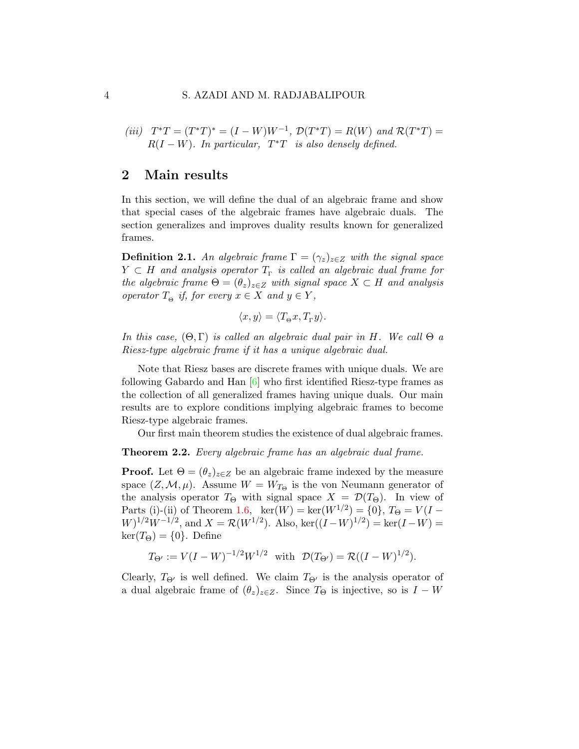*(iii)* $T^*T = (T^*T)^* = (I-W)W^{-1}$, $\mathcal{D}(T^*T) = R(W)$ *and* $\mathcal{R}(T^*T) = R(I-W)$. *In particular,* $T^*T$ *is also densely defined.*

## 2 Main results

In this section, we will define the dual of an algebraic frame and show that special cases of the algebraic frames have algebraic duals. The section generalizes and improves duality results known for generalized frames.

**Definition 2.1.** *An algebraic frame* $\Gamma = (\gamma_z)_{z\in Z}$ *with the signal space* $Y \subset H$ *and analysis operator* $T_\Gamma$ *is called an algebraic dual frame for the algebraic frame* $\Theta = (\theta_z)_{z\in Z}$ *with signal space* $X \subset H$ *and analysis operator* $T_\Theta$ *if, for every* $x \in X$ *and* $y \in Y$,

$$\langle x, y\rangle = \langle T_\Theta x, T_\Gamma y\rangle.$$

*In this case,* $(\Theta, \Gamma)$ *is called an algebraic dual pair in* $H$. *We call* $\Theta$ *a Riesz-type algebraic frame if it has a unique algebraic dual.*

Note that Riesz bases are discrete frames with unique duals. We are following Gabardo and Han [6] who first identified Riesz-type frames as the collection of all generalized frames having unique duals. Our main results are to explore conditions implying algebraic frames to become Riesz-type algebraic frames.

Our first main theorem studies the existence of dual algebraic frames.

**Theorem 2.2.** *Every algebraic frame has an algebraic dual frame.*

**Proof.** Let $\Theta = (\theta_z)_{z\in Z}$ be an algebraic frame indexed by the measure space $(Z, \mathcal{M}, \mu)$. Assume $W = W_{T_\Theta}$ is the von Neumann generator of the analysis operator $T_\Theta$ with signal space $X = \mathcal{D}(T_\Theta)$. In view of Parts (i)-(ii) of Theorem 1.6, $\ker(W) = \ker(W^{1/2}) = \{0\}$, $T_\Theta = V(I-W)^{1/2}W^{-1/2}$, and $X = \mathcal{R}(W^{1/2})$. Also, $\ker((I-W)^{1/2}) = \ker(I-W) = \ker(T_\Theta) = \{0\}$. Define

$$T_{\Theta'} := V(I-W)^{-1/2}W^{1/2} \ \text{ with } \ \mathcal{D}(T_{\Theta'}) = \mathcal{R}((I-W)^{1/2}).$$

Clearly, $T_{\Theta'}$ is well defined. We claim $T_{\Theta'}$ is the analysis operator of a dual algebraic frame of $(\theta_z)_{z\in Z}$. Since $T_\Theta$ is injective, so is $I - W$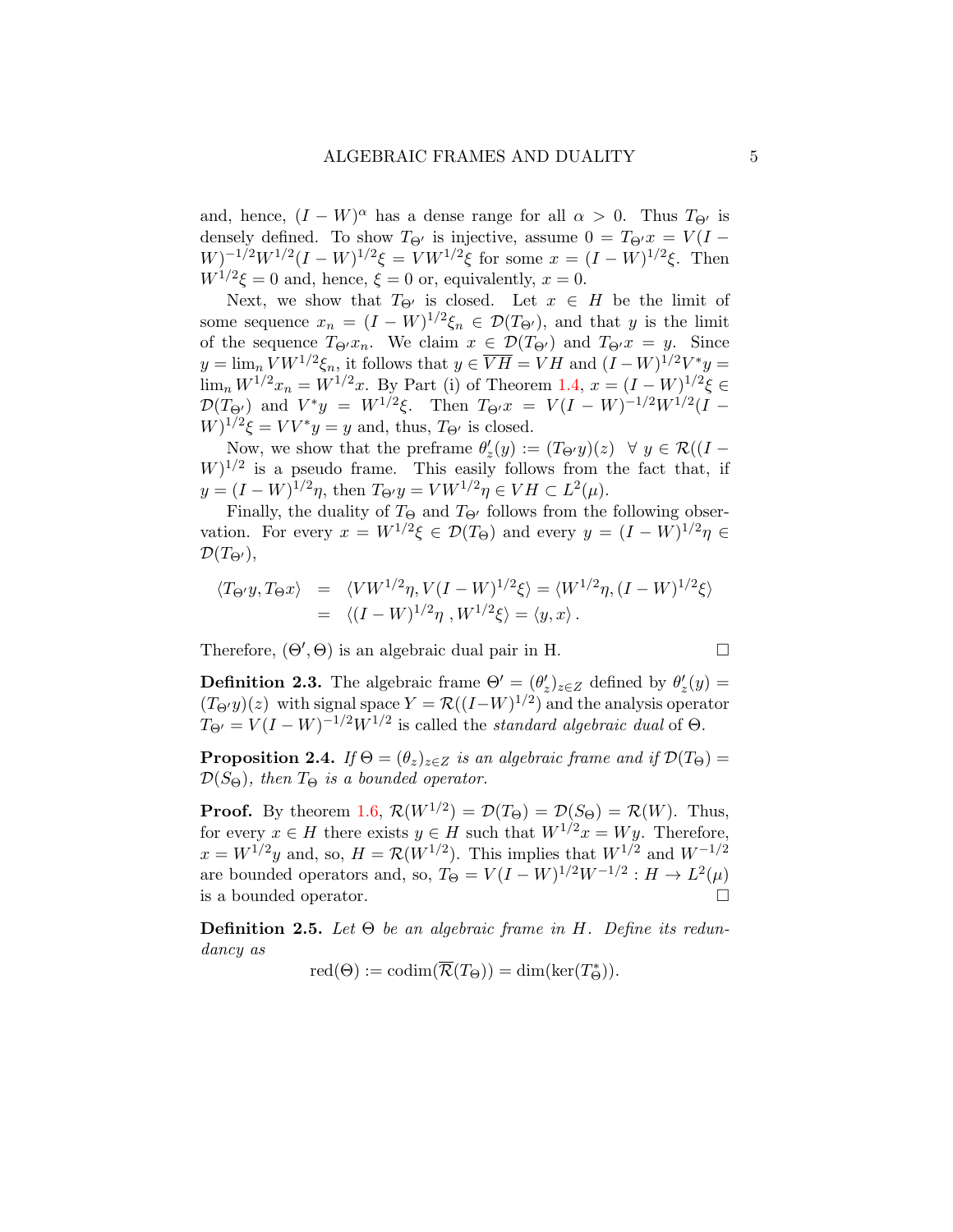and, hence, $(I-W)^{\alpha}$ has a dense range for all $\alpha > 0$. Thus $T_{\Theta'}$ is densely defined. To show $T_{\Theta'}$ is injective, assume $0 = T_{\Theta'}x = V(I-W)^{-1/2}W^{1/2}(I-W)^{1/2}\xi = VW^{1/2}\xi$ for some $x = (I-W)^{1/2}\xi$. Then $W^{1/2}\xi = 0$ and, hence, $\xi = 0$ or, equivalently, $x = 0$.

Next, we show that $T_{\Theta'}$ is closed. Let $x \in H$ be the limit of some sequence $x_n = (I-W)^{1/2}\xi_n \in \mathcal{D}(T_{\Theta'})$, and that $y$ is the limit of the sequence $T_{\Theta'}x_n$. We claim $x \in \mathcal{D}(T_{\Theta'})$ and $T_{\Theta'}x = y$. Since $y = \lim_n VW^{1/2}\xi_n$, it follows that $y \in \overline{VH} = VH$ and $(I-W)^{1/2}V^*y = \lim_n W^{1/2}x_n = W^{1/2}x$. By Part (i) of Theorem 1.4, $x = (I-W)^{1/2}\xi \in \mathcal{D}(T_{\Theta'})$ and $V^*y = W^{1/2}\xi$. Then $T_{\Theta'}x = V(I-W)^{-1/2}W^{1/2}(I-W)^{1/2}\xi = VV^*y = y$ and, thus, $T_{\Theta'}$ is closed.

Now, we show that the preframe $\theta'_z(y) := (T_{\Theta'}y)(z) \ \ \forall\, y \in \mathcal{R}((I-W)^{1/2}$ is a pseudo frame. This easily follows from the fact that, if $y = (I-W)^{1/2}\eta$, then $T_{\Theta'}y = VW^{1/2}\eta \in VH \subset L^2(\mu)$.

Finally, the duality of $T_{\Theta}$ and $T_{\Theta'}$ follows from the following observation. For every $x = W^{1/2}\xi \in \mathcal{D}(T_{\Theta})$ and every $y = (I-W)^{1/2}\eta \in \mathcal{D}(T_{\Theta'})$,

$$
\begin{aligned}
\langle T_{\Theta'}y, T_{\Theta}x\rangle &= \langle VW^{1/2}\eta, V(I-W)^{1/2}\xi\rangle = \langle W^{1/2}\eta, (I-W)^{1/2}\xi\rangle \\
&= \langle (I-W)^{1/2}\eta\,, W^{1/2}\xi\rangle = \langle y, x\rangle\,.
\end{aligned}
$$

Therefore, $(\Theta', \Theta)$ is an algebraic dual pair in H. $\square$

**Definition 2.3.** The algebraic frame $\Theta' = (\theta'_z)_{z\in Z}$ defined by $\theta'_z(y) = (T_{\Theta'}y)(z)$ with signal space $Y = \mathcal{R}((I-W)^{1/2})$ and the analysis operator $T_{\Theta'} = V(I-W)^{-1/2}W^{1/2}$ is called the *standard algebraic dual* of $\Theta$.

**Proposition 2.4.** *If $\Theta = (\theta_z)_{z\in Z}$ is an algebraic frame and if $\mathcal{D}(T_{\Theta}) = \mathcal{D}(S_{\Theta})$, then $T_{\Theta}$ is a bounded operator.*

**Proof.** By theorem 1.6, $\mathcal{R}(W^{1/2}) = \mathcal{D}(T_{\Theta}) = \mathcal{D}(S_{\Theta}) = \mathcal{R}(W)$. Thus, for every $x \in H$ there exists $y \in H$ such that $W^{1/2}x = Wy$. Therefore, $x = W^{1/2}y$ and, so, $H = \mathcal{R}(W^{1/2})$. This implies that $W^{1/2}$ and $W^{-1/2}$ are bounded operators and, so, $T_{\Theta} = V(I-W)^{1/2}W^{-1/2} : H \to L^2(\mu)$ is a bounded operator. $\square$

**Definition 2.5.** *Let $\Theta$ be an algebraic frame in $H$. Define its redundancy as*

$$
\mathrm{red}(\Theta) := \mathrm{codim}(\overline{\mathcal{R}}(T_{\Theta})) = \dim(\ker(T_{\Theta}^*)).
$$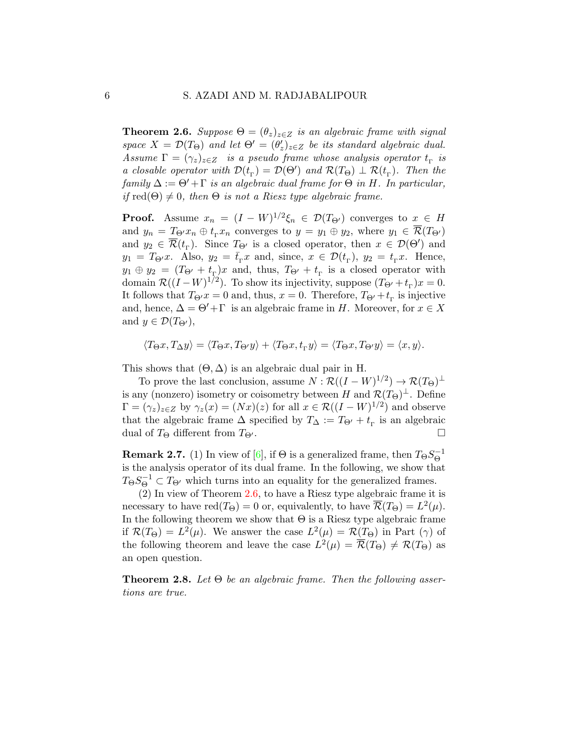**Theorem 2.6.** *Suppose $\Theta = (\theta_z)_{z\in Z}$ is an algebraic frame with signal space $X = \mathcal{D}(T_\Theta)$ and let $\Theta' = (\theta'_z)_{z\in Z}$ be its standard algebraic dual. Assume $\Gamma = (\gamma_z)_{z\in Z}$ is a pseudo frame whose analysis operator $t_\Gamma$ is a closable operator with $\mathcal{D}(t_\Gamma) = \mathcal{D}(\Theta')$ and $\mathcal{R}(T_\Theta) \perp \mathcal{R}(t_\Gamma)$. Then the family $\Delta := \Theta' + \Gamma$ is an algebraic dual frame for $\Theta$ in $H$. In particular, if $\mathrm{red}(\Theta) \neq 0$, then $\Theta$ is not a Riesz type algebraic frame.*

**Proof.** Assume $x_n = (I - W)^{1/2}\xi_n \in \mathcal{D}(T_{\Theta'})$ converges to $x \in H$ and $y_n = T_{\Theta'}x_n \oplus t_\Gamma x_n$ converges to $y = y_1 \oplus y_2$, where $y_1 \in \overline{\mathcal{R}}(T_{\Theta'})$ and $y_2 \in \overline{\mathcal{R}}(t_\Gamma)$. Since $T_{\Theta'}$ is a closed operator, then $x \in \mathcal{D}(\Theta')$ and $y_1 = T_{\Theta'}x$. Also, $y_2 = \bar{t}_\Gamma x$ and, since, $x \in \mathcal{D}(t_\Gamma)$, $y_2 = t_\Gamma x$. Hence, $y_1 \oplus y_2 = (T_{\Theta'} + t_\Gamma)x$ and, thus, $T_{\Theta'} + t_\Gamma$ is a closed operator with domain $\mathcal{R}((I-W)^{1/2})$. To show its injectivity, suppose $(T_{\Theta'} + t_\Gamma)x = 0$. It follows that $T_{\Theta'}x = 0$ and, thus, $x = 0$. Therefore, $T_{\Theta'} + t_\Gamma$ is injective and, hence, $\Delta = \Theta' + \Gamma$ is an algebraic frame in $H$. Moreover, for $x \in X$ and $y \in \mathcal{D}(T_{\Theta'})$,

$$\langle T_\Theta x, T_\Delta y\rangle = \langle T_\Theta x, T_{\Theta'} y\rangle + \langle T_\Theta x, t_\Gamma y\rangle = \langle T_\Theta x, T_{\Theta'} y\rangle = \langle x, y\rangle.$$

This shows that $(\Theta, \Delta)$ is an algebraic dual pair in H.

To prove the last conclusion, assume $N : \mathcal{R}((I - W)^{1/2}) \to \mathcal{R}(T_\Theta)^\perp$ is any (nonzero) isometry or coisometry between $H$ and $\mathcal{R}(T_\Theta)^\perp$. Define $\Gamma = (\gamma_z)_{z\in Z}$ by $\gamma_z(x) = (Nx)(z)$ for all $x \in \mathcal{R}((I - W)^{1/2})$ and observe that the algebraic frame $\Delta$ specified by $T_\Delta := T_{\Theta'} + t_\Gamma$ is an algebraic dual of $T_\Theta$ different from $T_{\Theta'}$. $\square$

**Remark 2.7.** (1) In view of [6], if $\Theta$ is a generalized frame, then $T_\Theta S_\Theta^{-1}$ is the analysis operator of its dual frame. In the following, we show that $T_\Theta S_\Theta^{-1} \subset T_{\Theta'}$ which turns into an equality for the generalized frames.

(2) In view of Theorem 2.6, to have a Riesz type algebraic frame it is necessary to have $\mathrm{red}(T_\Theta) = 0$ or, equivalently, to have $\overline{\mathcal{R}}(T_\Theta) = L^2(\mu)$. In the following theorem we show that $\Theta$ is a Riesz type algebraic frame if $\mathcal{R}(T_\Theta) = L^2(\mu)$. We answer the case $L^2(\mu) = \mathcal{R}(T_\Theta)$ in Part $(\gamma)$ of the following theorem and leave the case $L^2(\mu) = \overline{\mathcal{R}}(T_\Theta) \neq \mathcal{R}(T_\Theta)$ as an open question.

**Theorem 2.8.** *Let $\Theta$ be an algebraic frame. Then the following assertions are true.*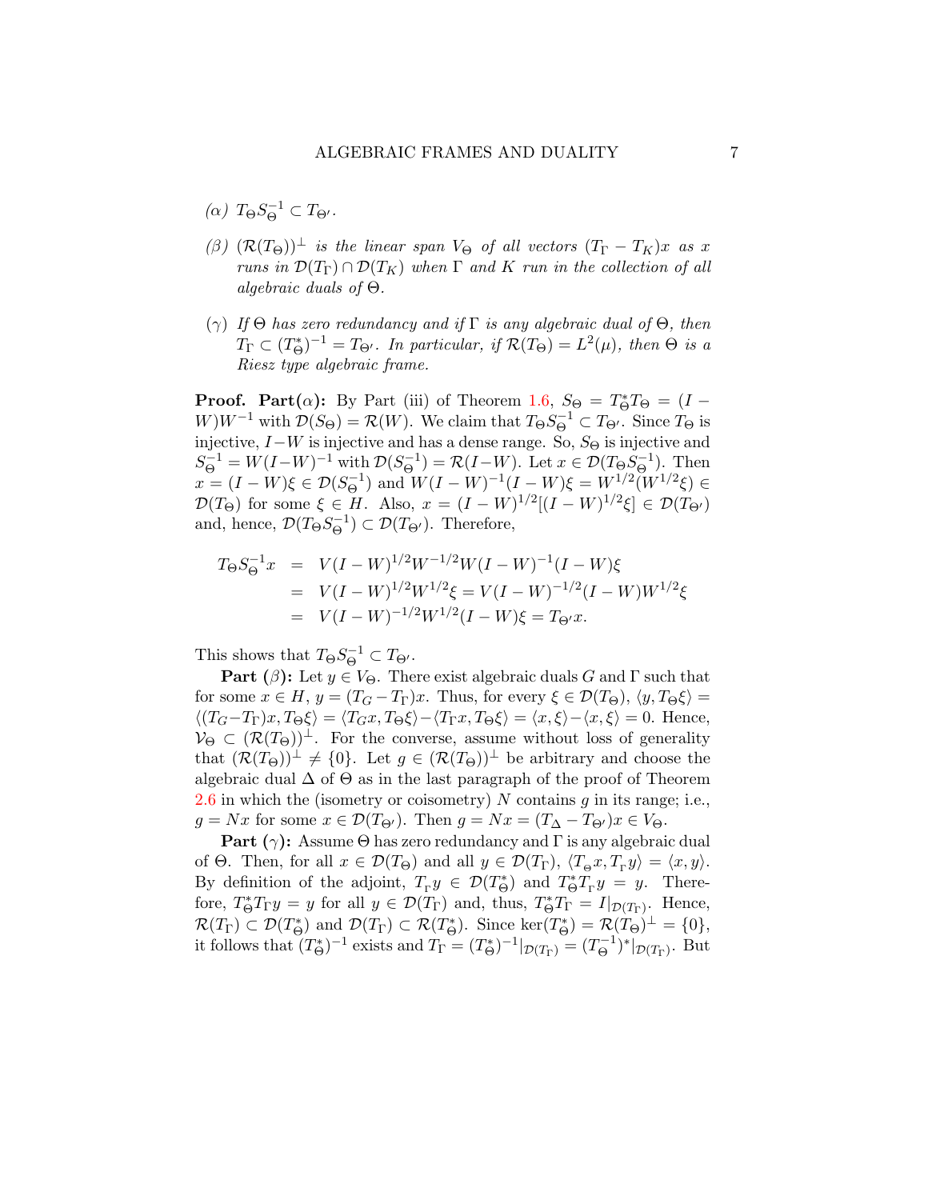($\alpha$) *$T_\Theta S_\Theta^{-1} \subset T_{\Theta'}$.*

($\beta$) *$(\mathcal{R}(T_\Theta))^\perp$ is the linear span $V_\Theta$ of all vectors $(T_\Gamma - T_K)x$ as $x$ runs in $\mathcal{D}(T_\Gamma) \cap \mathcal{D}(T_K)$ when $\Gamma$ and $K$ run in the collection of all algebraic duals of $\Theta$.*

($\gamma$) *If $\Theta$ has zero redundancy and if $\Gamma$ is any algebraic dual of $\Theta$, then $T_\Gamma \subset (T_\Theta^*)^{-1} = T_{\Theta'}$. In particular, if $\mathcal{R}(T_\Theta) = L^2(\mu)$, then $\Theta$ is a Riesz type algebraic frame.*

**Proof. Part($\alpha$):** By Part (iii) of Theorem 1.6, $S_\Theta = T_\Theta^* T_\Theta = (I - W)W^{-1}$ with $\mathcal{D}(S_\Theta) = \mathcal{R}(W)$. We claim that $T_\Theta S_\Theta^{-1} \subset T_{\Theta'}$. Since $T_\Theta$ is injective, $I - W$ is injective and has a dense range. So, $S_\Theta$ is injective and $S_\Theta^{-1} = W(I-W)^{-1}$ with $\mathcal{D}(S_\Theta^{-1}) = \mathcal{R}(I-W)$. Let $x \in \mathcal{D}(T_\Theta S_\Theta^{-1})$. Then $x = (I - W)\xi \in \mathcal{D}(S_\Theta^{-1})$ and $W(I-W)^{-1}(I-W)\xi = W^{1/2}(W^{1/2}\xi) \in \mathcal{D}(T_\Theta)$ for some $\xi \in H$. Also, $x = (I-W)^{1/2}[(I-W)^{1/2}\xi] \in \mathcal{D}(T_{\Theta'})$ and, hence, $\mathcal{D}(T_\Theta S_\Theta^{-1}) \subset \mathcal{D}(T_{\Theta'})$. Therefore,

$$
\begin{aligned}
T_\Theta S_\Theta^{-1} x &= V(I-W)^{1/2} W^{-1/2} W (I-W)^{-1}(I-W)\xi \\
&= V(I-W)^{1/2} W^{1/2}\xi = V(I-W)^{-1/2}(I-W)W^{1/2}\xi \\
&= V(I-W)^{-1/2} W^{1/2} (I-W)\xi = T_{\Theta'} x.
\end{aligned}
$$

This shows that $T_\Theta S_\Theta^{-1} \subset T_{\Theta'}$.

**Part ($\beta$):** Let $y \in V_\Theta$. There exist algebraic duals $G$ and $\Gamma$ such that for some $x \in H$, $y = (T_G - T_\Gamma)x$. Thus, for every $\xi \in \mathcal{D}(T_\Theta)$, $\langle y, T_\Theta \xi\rangle = \langle (T_G - T_\Gamma)x, T_\Theta\xi\rangle = \langle T_G x, T_\Theta \xi\rangle - \langle T_\Gamma x, T_\Theta\xi\rangle = \langle x, \xi\rangle - \langle x, \xi\rangle = 0$. Hence, $\mathcal{V}_\Theta \subset (\mathcal{R}(T_\Theta))^\perp$. For the converse, assume without loss of generality that $(\mathcal{R}(T_\Theta))^\perp \neq \{0\}$. Let $g \in (\mathcal{R}(T_\Theta))^\perp$ be arbitrary and choose the algebraic dual $\Delta$ of $\Theta$ as in the last paragraph of the proof of Theorem 2.6 in which the (isometry or coisometry) $N$ contains $g$ in its range; i.e., $g = Nx$ for some $x \in \mathcal{D}(T_{\Theta'})$. Then $g = Nx = (T_\Delta - T_{\Theta'})x \in V_\Theta$.

**Part ($\gamma$):** Assume $\Theta$ has zero redundancy and $\Gamma$ is any algebraic dual of $\Theta$. Then, for all $x \in \mathcal{D}(T_\Theta)$ and all $y \in \mathcal{D}(T_\Gamma)$, $\langle T_\Theta x, T_\Gamma y\rangle = \langle x, y\rangle$. By definition of the adjoint, $T_\Gamma y \in \mathcal{D}(T_\Theta^*)$ and $T_\Theta^* T_\Gamma y = y$. Therefore, $T_\Theta^* T_\Gamma y = y$ for all $y \in \mathcal{D}(T_\Gamma)$ and, thus, $T_\Theta^* T_\Gamma = I|_{\mathcal{D}(T_\Gamma)}$. Hence, $\mathcal{R}(T_\Gamma) \subset \mathcal{D}(T_\Theta^*)$ and $\mathcal{D}(T_\Gamma) \subset \mathcal{R}(T_\Theta^*)$. Since $\ker(T_\Theta^*) = \mathcal{R}(T_\Theta)^\perp = \{0\}$, it follows that $(T_\Theta^*)^{-1}$ exists and $T_\Gamma = (T_\Theta^*)^{-1}|_{\mathcal{D}(T_\Gamma)} = (T_\Theta^{-1})^*|_{\mathcal{D}(T_\Gamma)}$. But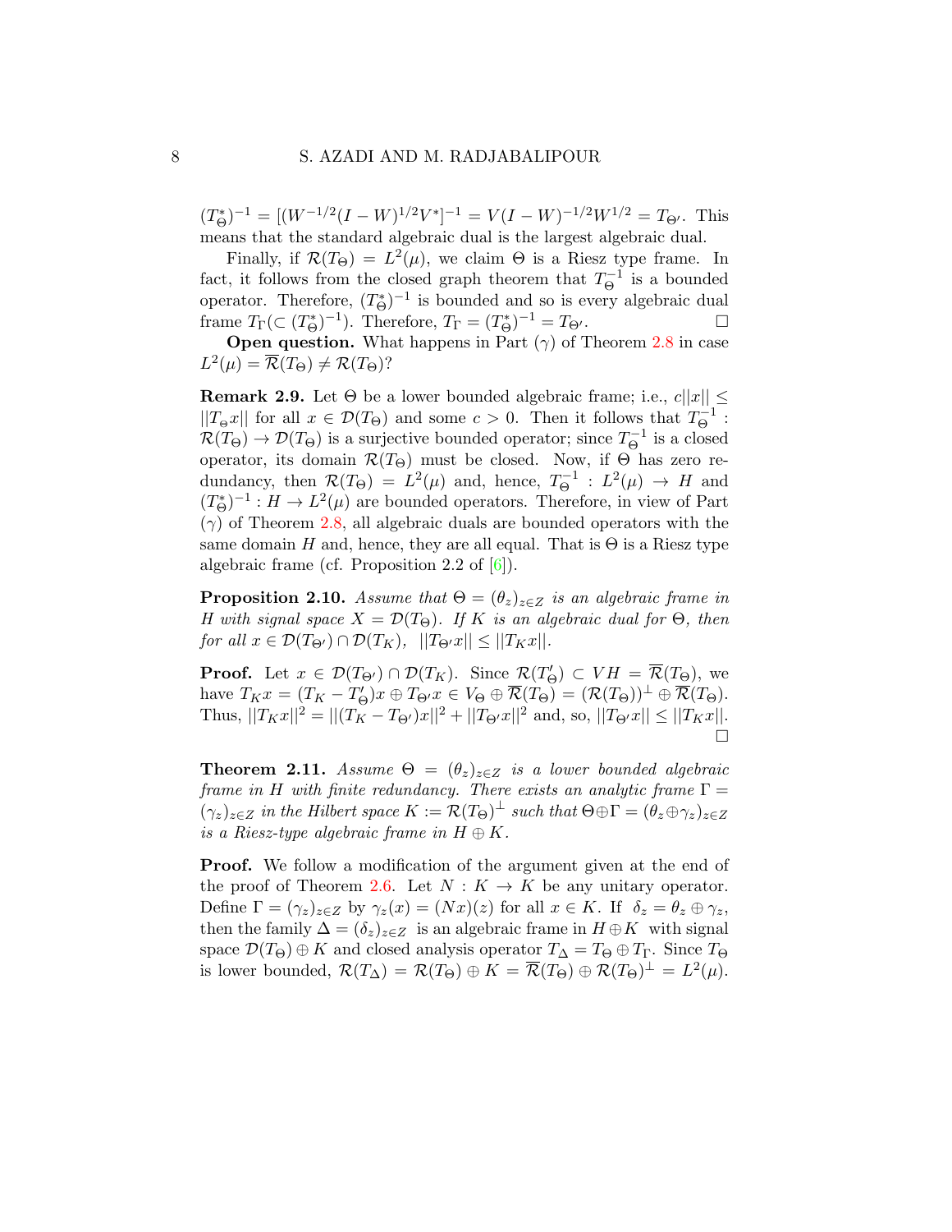$(T_\Theta^*)^{-1} = [(W^{-1/2}(I-W)^{1/2}V^*]^{-1} = V(I-W)^{-1/2}W^{1/2} = T_{\Theta'}$. This means that the standard algebraic dual is the largest algebraic dual.

Finally, if $\mathcal{R}(T_\Theta) = L^2(\mu)$, we claim $\Theta$ is a Riesz type frame. In fact, it follows from the closed graph theorem that $T_\Theta^{-1}$ is a bounded operator. Therefore, $(T_\Theta^*)^{-1}$ is bounded and so is every algebraic dual frame $T_\Gamma(\subset (T_\Theta^*)^{-1})$. Therefore, $T_\Gamma = (T_\Theta^*)^{-1} = T_{\Theta'}$. □

**Open question.** What happens in Part $(\gamma)$ of Theorem 2.8 in case $L^2(\mu) = \overline{\mathcal{R}}(T_\Theta) \neq \mathcal{R}(T_\Theta)$?

**Remark 2.9.** Let $\Theta$ be a lower bounded algebraic frame; i.e., $c||x|| \leq ||T_\Theta x||$ for all $x \in \mathcal{D}(T_\Theta)$ and some $c > 0$. Then it follows that $T_\Theta^{-1} : \mathcal{R}(T_\Theta) \to \mathcal{D}(T_\Theta)$ is a surjective bounded operator; since $T_\Theta^{-1}$ is a closed operator, its domain $\mathcal{R}(T_\Theta)$ must be closed. Now, if $\Theta$ has zero redundancy, then $\mathcal{R}(T_\Theta) = L^2(\mu)$ and, hence, $T_\Theta^{-1} : L^2(\mu) \to H$ and $(T_\Theta^*)^{-1} : H \to L^2(\mu)$ are bounded operators. Therefore, in view of Part $(\gamma)$ of Theorem 2.8, all algebraic duals are bounded operators with the same domain $H$ and, hence, they are all equal. That is $\Theta$ is a Riesz type algebraic frame (cf. Proposition 2.2 of [6]).

**Proposition 2.10.** *Assume that $\Theta = (\theta_z)_{z\in Z}$ is an algebraic frame in $H$ with signal space $X = \mathcal{D}(T_\Theta)$. If $K$ is an algebraic dual for $\Theta$, then for all $x \in \mathcal{D}(T_{\Theta'}) \cap \mathcal{D}(T_K)$, $||T_{\Theta'}x|| \leq ||T_K x||$.*

**Proof.** Let $x \in \mathcal{D}(T_{\Theta'}) \cap \mathcal{D}(T_K)$. Since $\mathcal{R}(T'_\Theta) \subset VH = \overline{\mathcal{R}}(T_\Theta)$, we have $T_K x = (T_K - T'_\Theta)x \oplus T_{\Theta'}x \in V_\Theta \oplus \overline{\mathcal{R}}(T_\Theta) = (\mathcal{R}(T_\Theta))^\perp \oplus \overline{\mathcal{R}}(T_\Theta)$. Thus, $||T_K x||^2 = ||(T_K - T_{\Theta'})x||^2 + ||T_{\Theta'}x||^2$ and, so, $||T_{\Theta'}x|| \leq ||T_K x||$. □

**Theorem 2.11.** *Assume $\Theta = (\theta_z)_{z\in Z}$ is a lower bounded algebraic frame in $H$ with finite redundancy. There exists an analytic frame $\Gamma = (\gamma_z)_{z\in Z}$ in the Hilbert space $K := \mathcal{R}(T_\Theta)^\perp$ such that $\Theta \oplus \Gamma = (\theta_z \oplus \gamma_z)_{z\in Z}$ is a Riesz-type algebraic frame in $H \oplus K$.*

**Proof.** We follow a modification of the argument given at the end of the proof of Theorem 2.6. Let $N : K \to K$ be any unitary operator. Define $\Gamma = (\gamma_z)_{z\in Z}$ by $\gamma_z(x) = (Nx)(z)$ for all $x \in K$. If $\delta_z = \theta_z \oplus \gamma_z$, then the family $\Delta = (\delta_z)_{z\in Z}$ is an algebraic frame in $H \oplus K$ with signal space $\mathcal{D}(T_\Theta) \oplus K$ and closed analysis operator $T_\Delta = T_\Theta \oplus T_\Gamma$. Since $T_\Theta$ is lower bounded, $\mathcal{R}(T_\Delta) = \mathcal{R}(T_\Theta) \oplus K = \overline{\mathcal{R}}(T_\Theta) \oplus \mathcal{R}(T_\Theta)^\perp = L^2(\mu)$.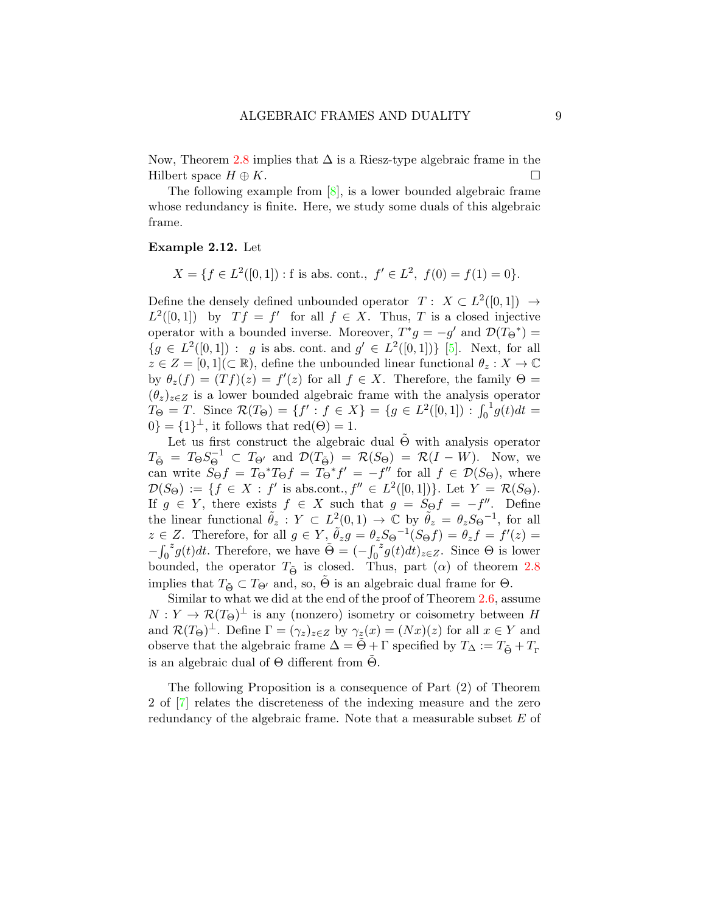Now, Theorem 2.8 implies that $\Delta$ is a Riesz-type algebraic frame in the Hilbert space $H \oplus K$. $\square$

The following example from [8], is a lower bounded algebraic frame whose redundancy is finite. Here, we study some duals of this algebraic frame.

**Example 2.12.** Let

$$X = \{f \in L^2([0,1]) : \text{f is abs. cont.},\ f' \in L^2,\ f(0) = f(1) = 0\}.$$

Define the densely defined unbounded operator $T : X \subset L^2([0,1]) \to L^2([0,1])$ by $Tf = f'$ for all $f \in X$. Thus, $T$ is a closed injective operator with a bounded inverse. Moreover, $T^*g = -g'$ and $\mathcal{D}(T_\Theta{}^*) = \{g \in L^2([0,1]) :\ g \text{ is abs. cont. and } g' \in L^2([0,1])\}$ [5]. Next, for all $z \in Z = [0,1] (\subset \mathbb{R})$, define the unbounded linear functional $\theta_z : X \to \mathbb{C}$ by $\theta_z(f) = (Tf)(z) = f'(z)$ for all $f \in X$. Therefore, the family $\Theta = (\theta_z)_{z \in Z}$ is a lower bounded algebraic frame with the analysis operator $T_\Theta = T$. Since $\mathcal{R}(T_\Theta) = \{f' : f \in X\} = \{g \in L^2([0,1]) : \int_0^1 g(t)dt = 0\} = \{1\}^\perp$, it follows that $\text{red}(\Theta) = 1$.

Let us first construct the algebraic dual $\tilde{\Theta}$ with analysis operator $T_{\tilde{\Theta}} = T_\Theta S_\Theta^{-1} \subset T_{\Theta'}$ and $\mathcal{D}(T_{\tilde{\Theta}}) = \mathcal{R}(S_\Theta) = \mathcal{R}(I - W)$. Now, we can write $S_\Theta f = T_\Theta{}^* T_\Theta f = T_\Theta{}^* f' = -f''$ for all $f \in \mathcal{D}(S_\Theta)$, where $\mathcal{D}(S_\Theta) := \{f \in X : f' \text{ is abs.cont.}, f'' \in L^2([0,1])\}$. Let $Y = \mathcal{R}(S_\Theta)$. If $g \in Y$, there exists $f \in X$ such that $g = S_\Theta f = -f''$. Define the linear functional $\tilde{\theta}_z : Y \subset L^2(0,1) \to \mathbb{C}$ by $\tilde{\theta}_z = \theta_z S_\Theta{}^{-1}$, for all $z \in Z$. Therefore, for all $g \in Y$, $\tilde{\theta}_z g = \theta_z S_\Theta{}^{-1}(S_\Theta f) = \theta_z f = f'(z) = -\int_0^z g(t)dt$. Therefore, we have $\tilde{\Theta} = (-\int_0^z g(t)dt)_{z \in Z}$. Since $\Theta$ is lower bounded, the operator $T_{\tilde{\Theta}}$ is closed. Thus, part $(\alpha)$ of theorem 2.8 implies that $T_{\tilde{\Theta}} \subset T_{\Theta'}$ and, so, $\tilde{\Theta}$ is an algebraic dual frame for $\Theta$.

Similar to what we did at the end of the proof of Theorem 2.6, assume $N : Y \to \mathcal{R}(T_\Theta)^\perp$ is any (nonzero) isometry or coisometry between $H$ and $\mathcal{R}(T_\Theta)^\perp$. Define $\Gamma = (\gamma_z)_{z \in Z}$ by $\gamma_z(x) = (Nx)(z)$ for all $x \in Y$ and observe that the algebraic frame $\Delta = \tilde{\Theta} + \Gamma$ specified by $T_\Delta := T_{\tilde{\Theta}} + T_\Gamma$ is an algebraic dual of $\Theta$ different from $\tilde{\Theta}$.

The following Proposition is a consequence of Part (2) of Theorem 2 of [7] relates the discreteness of the indexing measure and the zero redundancy of the algebraic frame. Note that a measurable subset $E$ of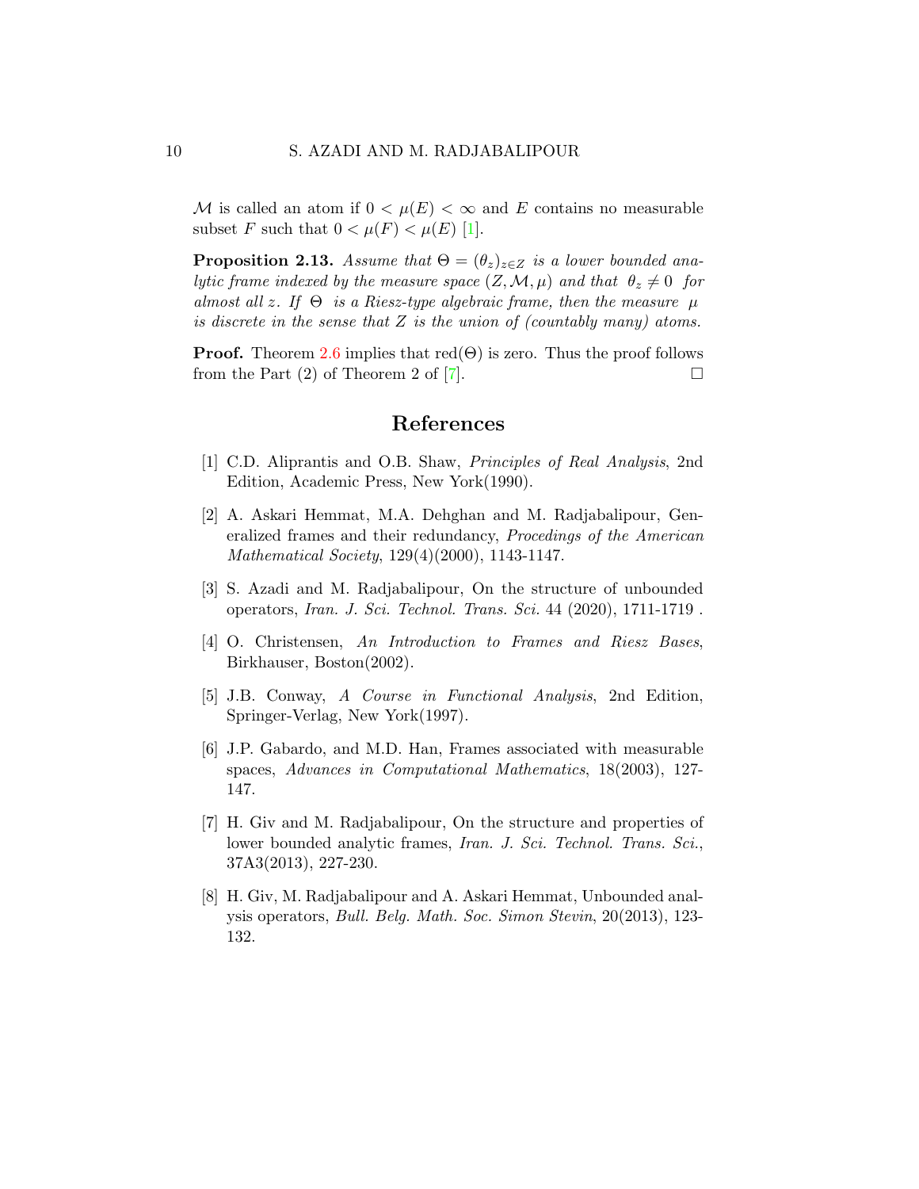$\mathcal{M}$ is called an atom if $0 < \mu(E) < \infty$ and $E$ contains no measurable subset $F$ such that $0 < \mu(F) < \mu(E)$ [1].

**Proposition 2.13.** *Assume that* $\Theta = (\theta_z)_{z \in Z}$ *is a lower bounded analytic frame indexed by the measure space* $(Z, \mathcal{M}, \mu)$ *and that* $\theta_z \neq 0$ *for almost all* $z$. *If* $\Theta$ *is a Riesz-type algebraic frame, then the measure* $\mu$ *is discrete in the sense that* $Z$ *is the union of (countably many) atoms.*

**Proof.** Theorem 2.6 implies that $\text{red}(\Theta)$ is zero. Thus the proof follows from the Part (2) of Theorem 2 of [7]. $\square$

# References

[1] C.D. Aliprantis and O.B. Shaw, *Principles of Real Analysis*, 2nd Edition, Academic Press, New York(1990).

[2] A. Askari Hemmat, M.A. Dehghan and M. Radjabalipour, Generalized frames and their redundancy, *Procedings of the American Mathematical Society*, 129(4)(2000), 1143-1147.

[3] S. Azadi and M. Radjabalipour, On the structure of unbounded operators, *Iran. J. Sci. Technol. Trans. Sci.* 44 (2020), 1711-1719 .

[4] O. Christensen, *An Introduction to Frames and Riesz Bases*, Birkhauser, Boston(2002).

[5] J.B. Conway, *A Course in Functional Analysis*, 2nd Edition, Springer-Verlag, New York(1997).

[6] J.P. Gabardo, and M.D. Han, Frames associated with measurable spaces, *Advances in Computational Mathematics*, 18(2003), 127-147.

[7] H. Giv and M. Radjabalipour, On the structure and properties of lower bounded analytic frames, *Iran. J. Sci. Technol. Trans. Sci.*, 37A3(2013), 227-230.

[8] H. Giv, M. Radjabalipour and A. Askari Hemmat, Unbounded analysis operators, *Bull. Belg. Math. Soc. Simon Stevin*, 20(2013), 123-132.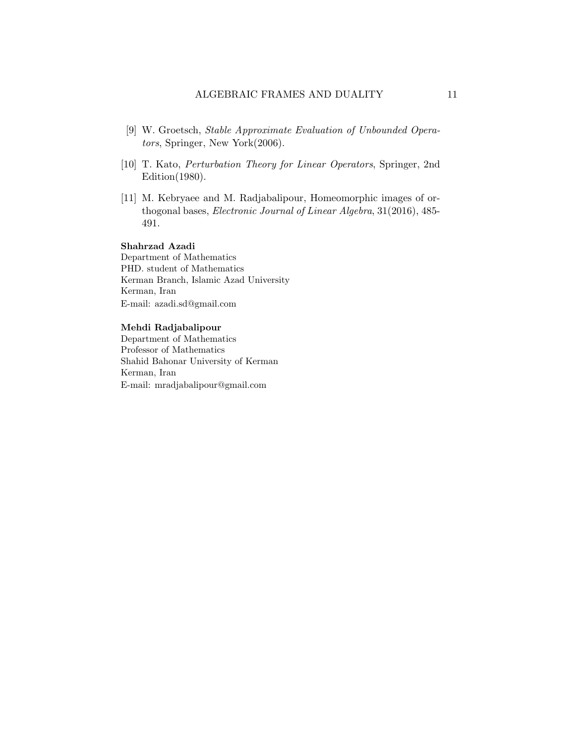[9] W. Groetsch, *Stable Approximate Evaluation of Unbounded Operators*, Springer, New York(2006).

[10] T. Kato, *Perturbation Theory for Linear Operators*, Springer, 2nd Edition(1980).

[11] M. Kebryaee and M. Radjabalipour, Homeomorphic images of orthogonal bases, *Electronic Journal of Linear Algebra*, 31(2016), 485-491.

**Shahrzad Azadi**
Department of Mathematics
PHD. student of Mathematics
Kerman Branch, Islamic Azad University
Kerman, Iran
E-mail: azadi.sd@gmail.com

**Mehdi Radjabalipour**
Department of Mathematics
Professor of Mathematics
Shahid Bahonar University of Kerman
Kerman, Iran
E-mail: mradjabalipour@gmail.com